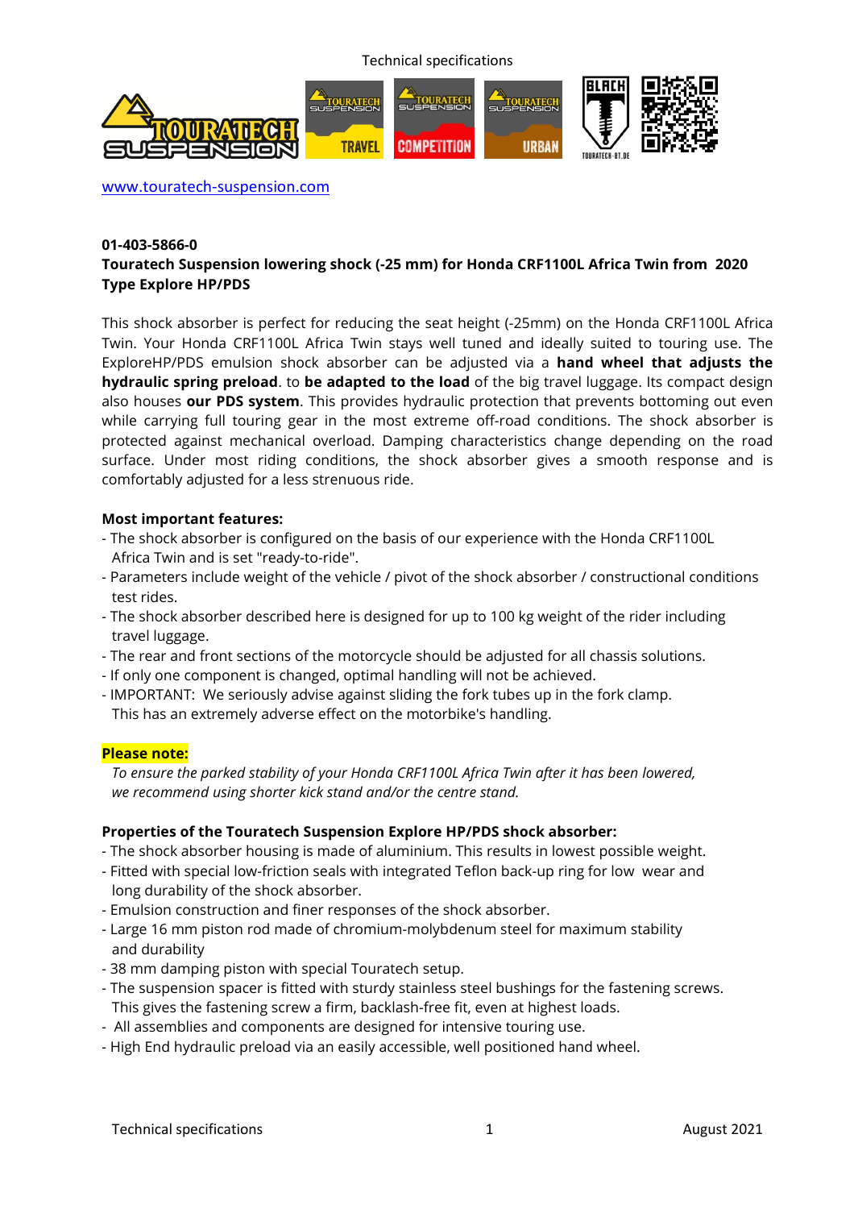www.touratech-suspension.com

**01-403-5866-0**
**Touratech Suspension lowering shock (-25 mm) for Honda CRF1100L Africa Twin from 2020 Type Explore HP/PDS**

This shock absorber is perfect for reducing the seat height (-25mm) on the Honda CRF1100L Africa Twin. Your Honda CRF1100L Africa Twin stays well tuned and ideally suited to touring use. The ExploreHP/PDS emulsion shock absorber can be adjusted via a **hand wheel that adjusts the hydraulic spring preload**. to **be adapted to the load** of the big travel luggage. Its compact design also houses **our PDS system**. This provides hydraulic protection that prevents bottoming out even while carrying full touring gear in the most extreme off-road conditions. The shock absorber is protected against mechanical overload. Damping characteristics change depending on the road surface. Under most riding conditions, the shock absorber gives a smooth response and is comfortably adjusted for a less strenuous ride.

**Most important features:**
- The shock absorber is configured on the basis of our experience with the Honda CRF1100L Africa Twin and is set "ready-to-ride".
- Parameters include weight of the vehicle / pivot of the shock absorber / constructional conditions test rides.
- The shock absorber described here is designed for up to 100 kg weight of the rider including travel luggage.
- The rear and front sections of the motorcycle should be adjusted for all chassis solutions.
- If only one component is changed, optimal handling will not be achieved.
- IMPORTANT: We seriously advise against sliding the fork tubes up in the fork clamp. This has an extremely adverse effect on the motorbike's handling.

**Please note:**
*To ensure the parked stability of your Honda CRF1100L Africa Twin after it has been lowered, we recommend using shorter kick stand and/or the centre stand.*

**Properties of the Touratech Suspension Explore HP/PDS shock absorber:**
- The shock absorber housing is made of aluminium. This results in lowest possible weight.
- Fitted with special low-friction seals with integrated Teflon back-up ring for low wear and long durability of the shock absorber.
- Emulsion construction and finer responses of the shock absorber.
- Large 16 mm piston rod made of chromium-molybdenum steel for maximum stability and durability
- 38 mm damping piston with special Touratech setup.
- The suspension spacer is fitted with sturdy stainless steel bushings for the fastening screws. This gives the fastening screw a firm, backlash-free fit, even at highest loads.
- All assemblies and components are designed for intensive touring use.
- High End hydraulic preload via an easily accessible, well positioned hand wheel.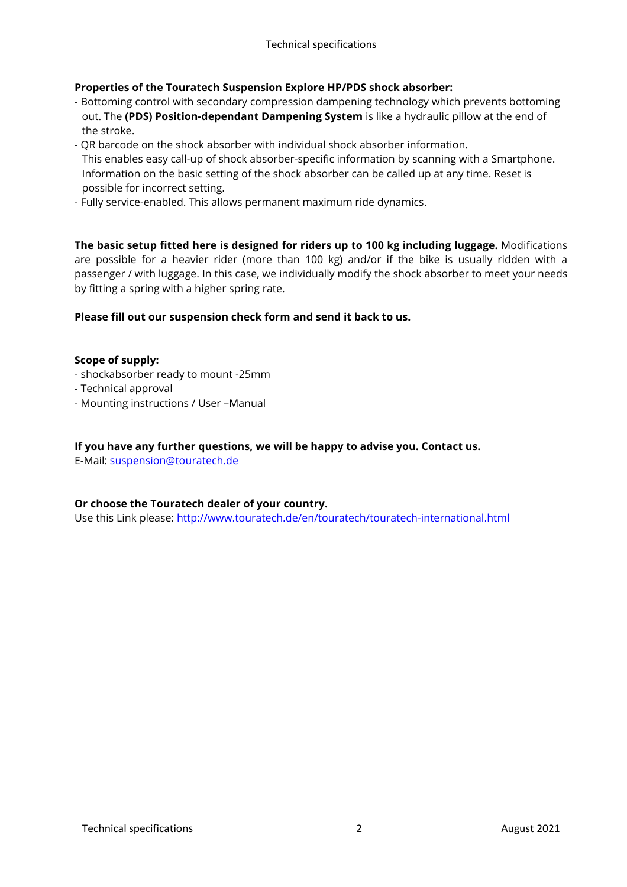**Properties of the Touratech Suspension Explore HP/PDS shock absorber:**

- Bottoming control with secondary compression dampening technology which prevents bottoming out. The **(PDS) Position-dependant Dampening System** is like a hydraulic pillow at the end of the stroke.
- QR barcode on the shock absorber with individual shock absorber information. This enables easy call-up of shock absorber-specific information by scanning with a Smartphone. Information on the basic setting of the shock absorber can be called up at any time. Reset is possible for incorrect setting.
- Fully service-enabled. This allows permanent maximum ride dynamics.

**The basic setup fitted here is designed for riders up to 100 kg including luggage.** Modifications are possible for a heavier rider (more than 100 kg) and/or if the bike is usually ridden with a passenger / with luggage. In this case, we individually modify the shock absorber to meet your needs by fitting a spring with a higher spring rate.

**Please fill out our suspension check form and send it back to us.**

**Scope of supply:**

- shockabsorber ready to mount -25mm
- Technical approval
- Mounting instructions / User –Manual

**If you have any further questions, we will be happy to advise you. Contact us.**

E-Mail: suspension@touratech.de

**Or choose the Touratech dealer of your country.**

Use this Link please: http://www.touratech.de/en/touratech/touratech-international.html